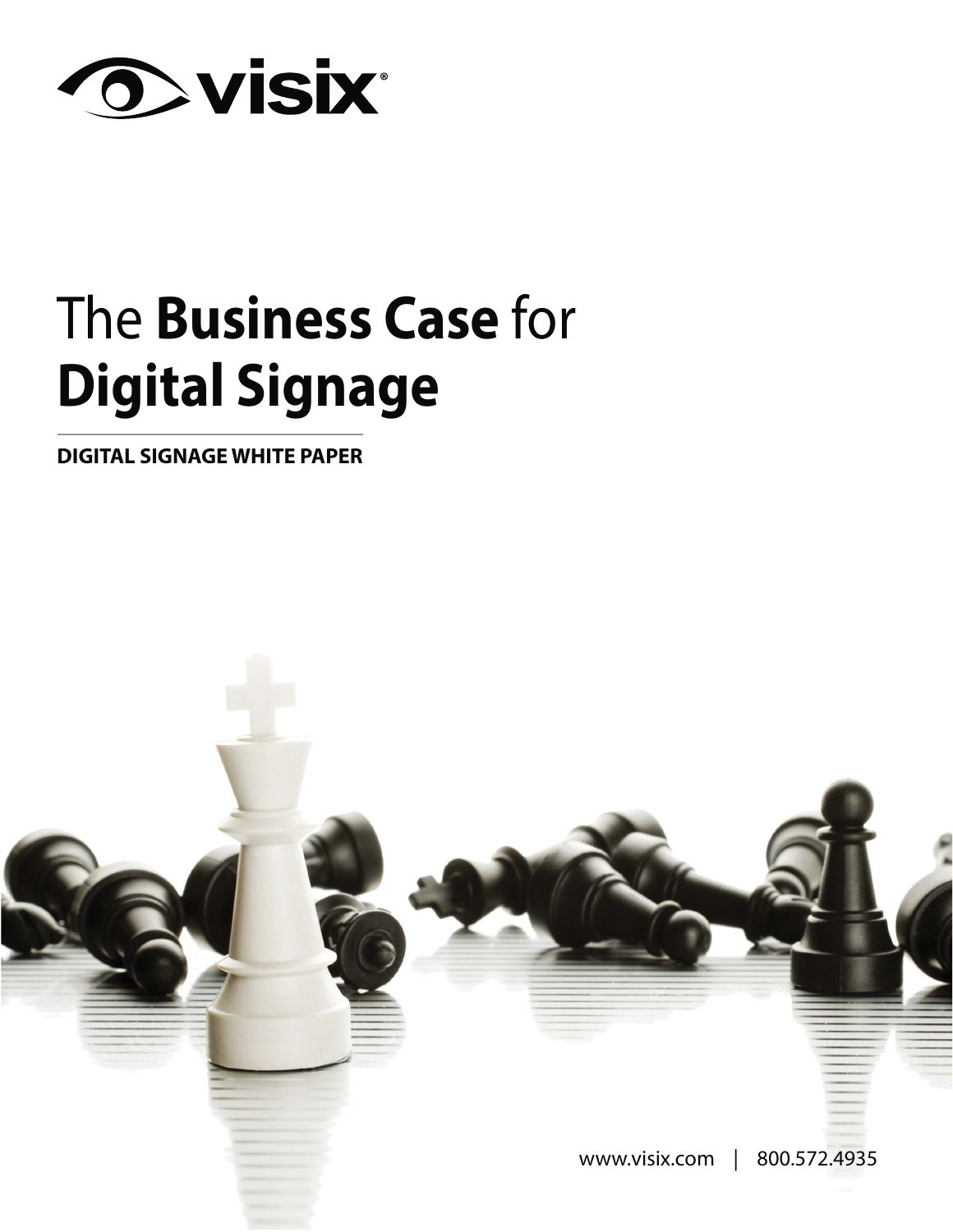visix

# The **Business Case** for **Digital Signage**

**DIGITAL SIGNAGE WHITE PAPER**

www.visix.com | 800.572.4935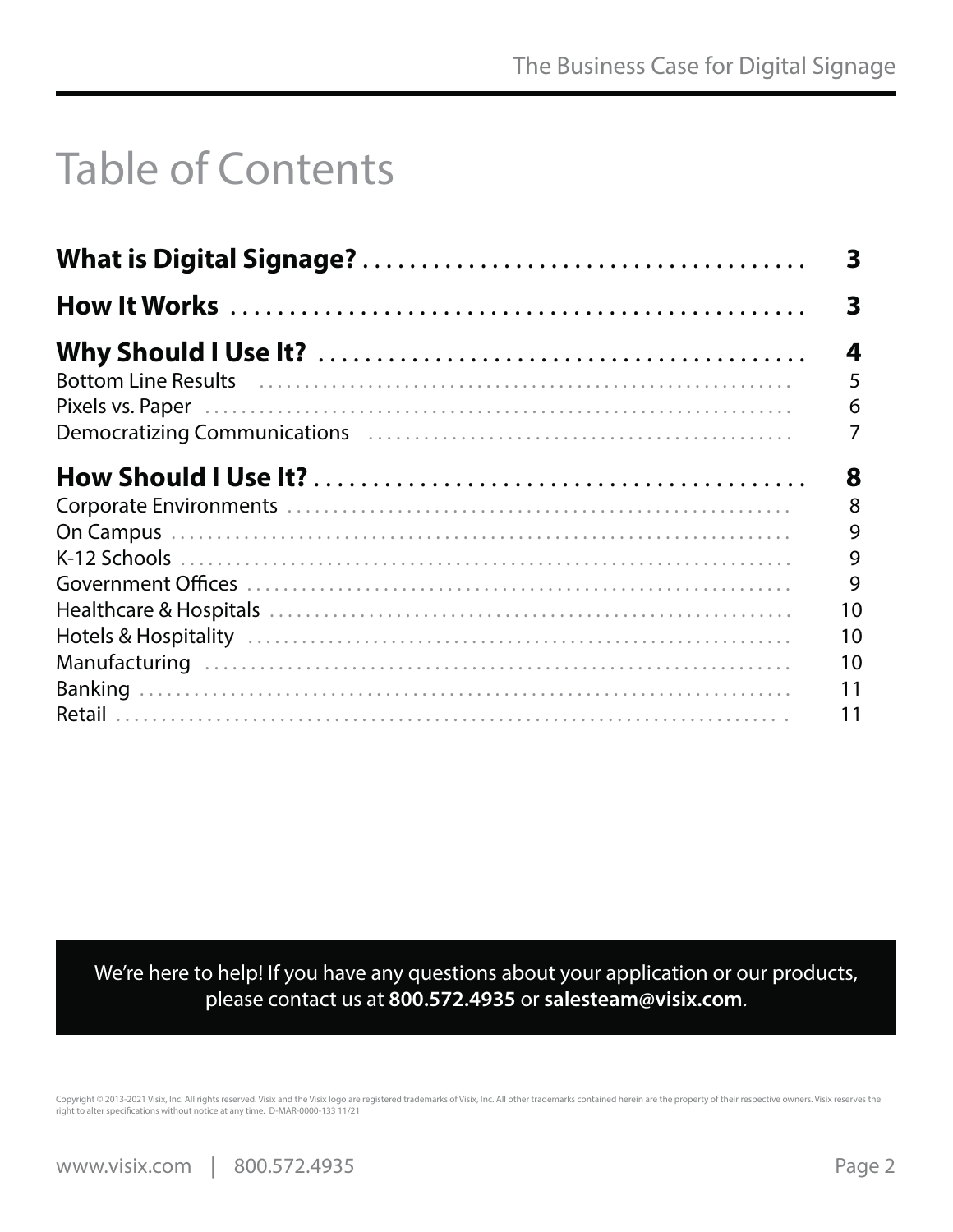# Table of Contents

| | |
|---|---|
| **What is Digital Signage?** | **3** |
| **How It Works** | **3** |
| **Why Should I Use It?** | **4** |
| Bottom Line Results | 5 |
| Pixels vs. Paper | 6 |
| Democratizing Communications | 7 |
| **How Should I Use It?** | **8** |
| Corporate Environments | 8 |
| On Campus | 9 |
| K-12 Schools | 9 |
| Government Offices | 9 |
| Healthcare & Hospitals | 10 |
| Hotels & Hospitality | 10 |
| Manufacturing | 10 |
| Banking | 11 |
| Retail | 11 |

We're here to help! If you have any questions about your application or our products, please contact us at **800.572.4935** or **salesteam@visix.com**.

Copyright © 2013-2021 Visix, Inc. All rights reserved. Visix and the Visix logo are registered trademarks of Visix, Inc. All other trademarks contained herein are the property of their respective owners. Visix reserves the right to alter specifications without notice at any time. D-MAR-0000-133 11/21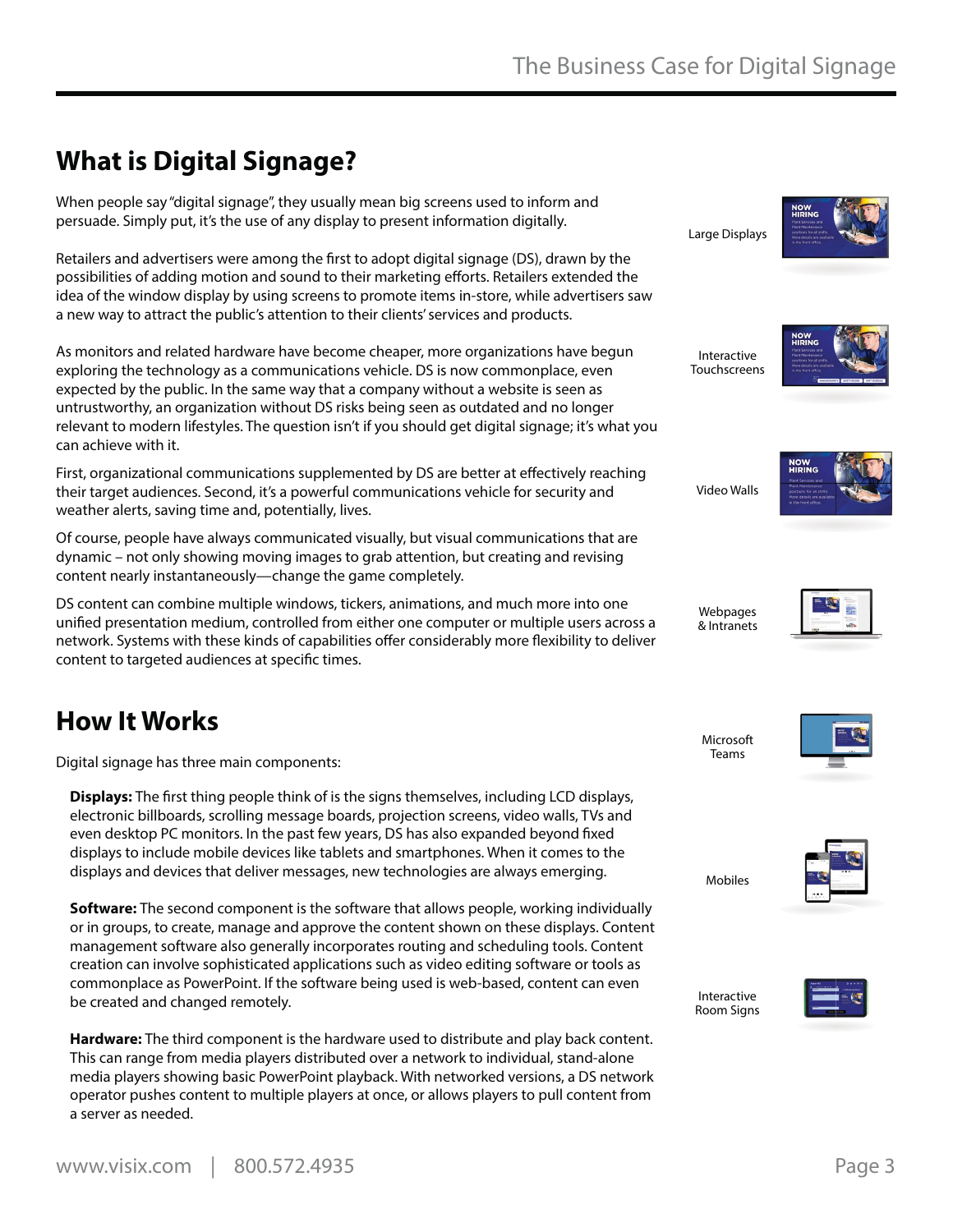# What is Digital Signage?

When people say "digital signage", they usually mean big screens used to inform and persuade. Simply put, it's the use of any display to present information digitally.

Retailers and advertisers were among the first to adopt digital signage (DS), drawn by the possibilities of adding motion and sound to their marketing efforts. Retailers extended the idea of the window display by using screens to promote items in-store, while advertisers saw a new way to attract the public's attention to their clients' services and products.

As monitors and related hardware have become cheaper, more organizations have begun exploring the technology as a communications vehicle. DS is now commonplace, even expected by the public. In the same way that a company without a website is seen as untrustworthy, an organization without DS risks being seen as outdated and no longer relevant to modern lifestyles. The question isn't if you should get digital signage; it's what you can achieve with it.

First, organizational communications supplemented by DS are better at effectively reaching their target audiences. Second, it's a powerful communications vehicle for security and weather alerts, saving time and, potentially, lives.

Of course, people have always communicated visually, but visual communications that are dynamic – not only showing moving images to grab attention, but creating and revising content nearly instantaneously—change the game completely.

DS content can combine multiple windows, tickers, animations, and much more into one unified presentation medium, controlled from either one computer or multiple users across a network. Systems with these kinds of capabilities offer considerably more flexibility to deliver content to targeted audiences at specific times.

Large Displays

Interactive Touchscreens

Video Walls

Webpages & Intranets

Microsoft Teams

Mobiles

Interactive Room Signs

# How It Works

Digital signage has three main components:

**Displays:** The first thing people think of is the signs themselves, including LCD displays, electronic billboards, scrolling message boards, projection screens, video walls, TVs and even desktop PC monitors. In the past few years, DS has also expanded beyond fixed displays to include mobile devices like tablets and smartphones. When it comes to the displays and devices that deliver messages, new technologies are always emerging.

**Software:** The second component is the software that allows people, working individually or in groups, to create, manage and approve the content shown on these displays. Content management software also generally incorporates routing and scheduling tools. Content creation can involve sophisticated applications such as video editing software or tools as commonplace as PowerPoint. If the software being used is web-based, content can even be created and changed remotely.

**Hardware:** The third component is the hardware used to distribute and play back content. This can range from media players distributed over a network to individual, stand-alone media players showing basic PowerPoint playback. With networked versions, a DS network operator pushes content to multiple players at once, or allows players to pull content from a server as needed.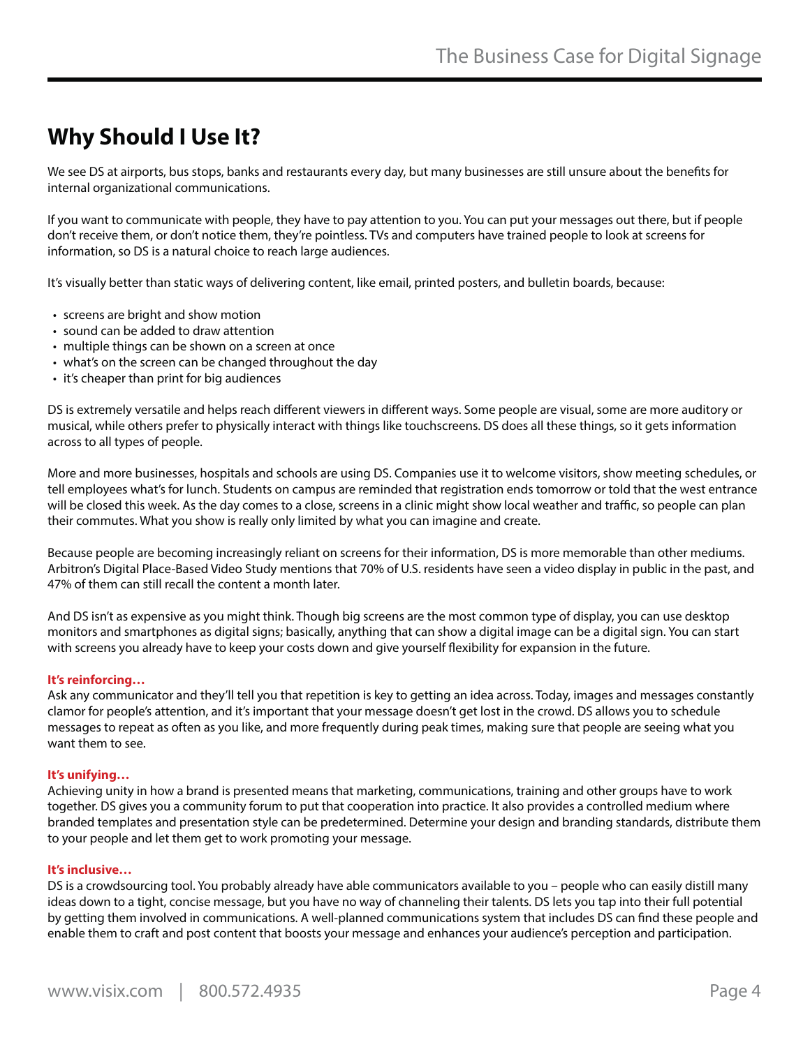## Why Should I Use It?

We see DS at airports, bus stops, banks and restaurants every day, but many businesses are still unsure about the benefits for internal organizational communications.

If you want to communicate with people, they have to pay attention to you. You can put your messages out there, but if people don't receive them, or don't notice them, they're pointless. TVs and computers have trained people to look at screens for information, so DS is a natural choice to reach large audiences.

It's visually better than static ways of delivering content, like email, printed posters, and bulletin boards, because:

- screens are bright and show motion
- sound can be added to draw attention
- multiple things can be shown on a screen at once
- what's on the screen can be changed throughout the day
- it's cheaper than print for big audiences

DS is extremely versatile and helps reach different viewers in different ways. Some people are visual, some are more auditory or musical, while others prefer to physically interact with things like touchscreens. DS does all these things, so it gets information across to all types of people.

More and more businesses, hospitals and schools are using DS. Companies use it to welcome visitors, show meeting schedules, or tell employees what's for lunch. Students on campus are reminded that registration ends tomorrow or told that the west entrance will be closed this week. As the day comes to a close, screens in a clinic might show local weather and traffic, so people can plan their commutes. What you show is really only limited by what you can imagine and create.

Because people are becoming increasingly reliant on screens for their information, DS is more memorable than other mediums. Arbitron's Digital Place-Based Video Study mentions that 70% of U.S. residents have seen a video display in public in the past, and 47% of them can still recall the content a month later.

And DS isn't as expensive as you might think. Though big screens are the most common type of display, you can use desktop monitors and smartphones as digital signs; basically, anything that can show a digital image can be a digital sign. You can start with screens you already have to keep your costs down and give yourself flexibility for expansion in the future.

**It's reinforcing…**

Ask any communicator and they'll tell you that repetition is key to getting an idea across. Today, images and messages constantly clamor for people's attention, and it's important that your message doesn't get lost in the crowd. DS allows you to schedule messages to repeat as often as you like, and more frequently during peak times, making sure that people are seeing what you want them to see.

**It's unifying…**

Achieving unity in how a brand is presented means that marketing, communications, training and other groups have to work together. DS gives you a community forum to put that cooperation into practice. It also provides a controlled medium where branded templates and presentation style can be predetermined. Determine your design and branding standards, distribute them to your people and let them get to work promoting your message.

**It's inclusive…**

DS is a crowdsourcing tool. You probably already have able communicators available to you – people who can easily distill many ideas down to a tight, concise message, but you have no way of channeling their talents. DS lets you tap into their full potential by getting them involved in communications. A well-planned communications system that includes DS can find these people and enable them to craft and post content that boosts your message and enhances your audience's perception and participation.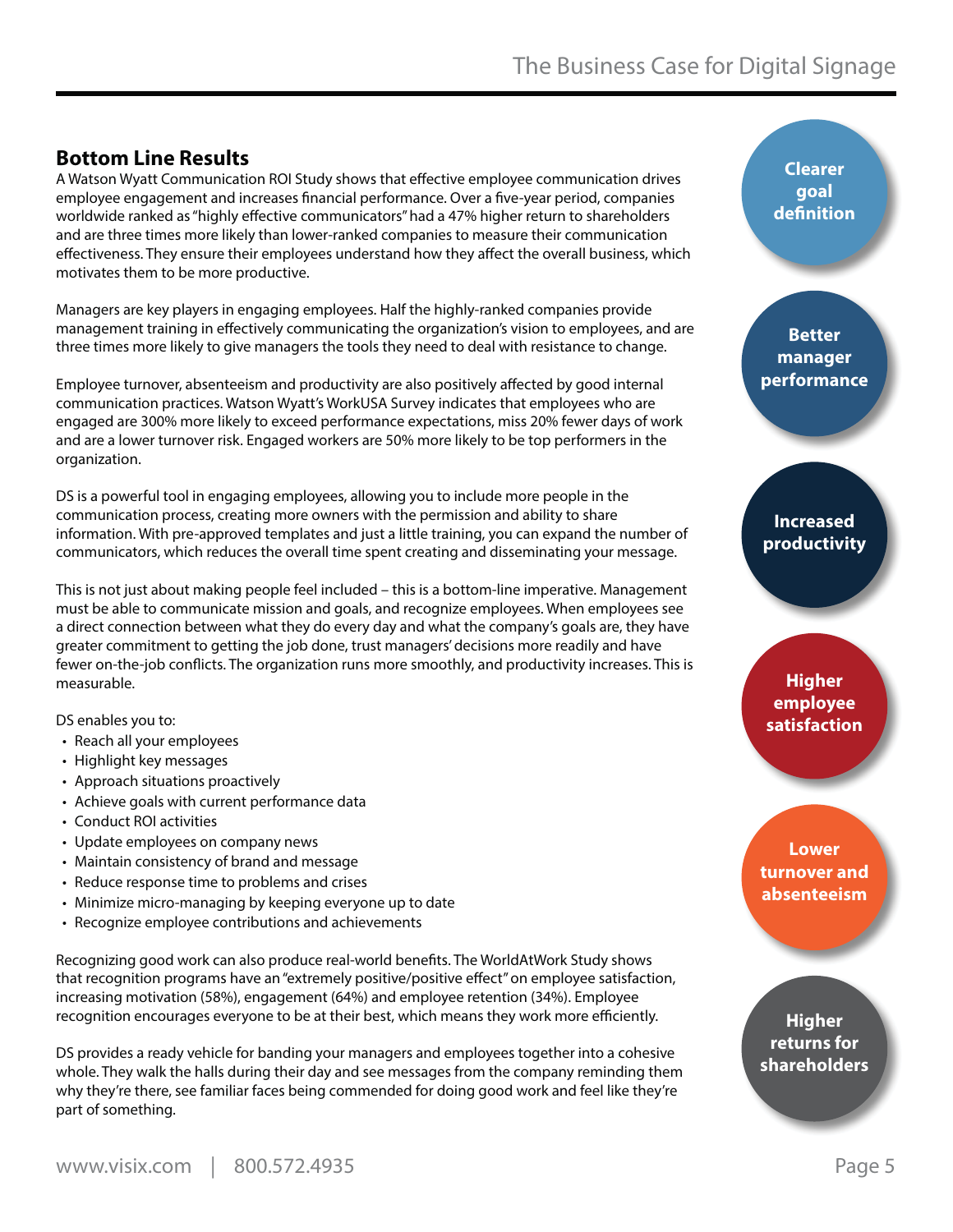## Bottom Line Results

A Watson Wyatt Communication ROI Study shows that effective employee communication drives employee engagement and increases financial performance. Over a five-year period, companies worldwide ranked as "highly effective communicators" had a 47% higher return to shareholders and are three times more likely than lower-ranked companies to measure their communication effectiveness. They ensure their employees understand how they affect the overall business, which motivates them to be more productive.

Managers are key players in engaging employees. Half the highly-ranked companies provide management training in effectively communicating the organization's vision to employees, and are three times more likely to give managers the tools they need to deal with resistance to change.

Employee turnover, absenteeism and productivity are also positively affected by good internal communication practices. Watson Wyatt's WorkUSA Survey indicates that employees who are engaged are 300% more likely to exceed performance expectations, miss 20% fewer days of work and are a lower turnover risk. Engaged workers are 50% more likely to be top performers in the organization.

DS is a powerful tool in engaging employees, allowing you to include more people in the communication process, creating more owners with the permission and ability to share information. With pre-approved templates and just a little training, you can expand the number of communicators, which reduces the overall time spent creating and disseminating your message.

This is not just about making people feel included – this is a bottom-line imperative. Management must be able to communicate mission and goals, and recognize employees. When employees see a direct connection between what they do every day and what the company's goals are, they have greater commitment to getting the job done, trust managers' decisions more readily and have fewer on-the-job conflicts. The organization runs more smoothly, and productivity increases. This is measurable.

DS enables you to:

- Reach all your employees
- Highlight key messages
- Approach situations proactively
- Achieve goals with current performance data
- Conduct ROI activities
- Update employees on company news
- Maintain consistency of brand and message
- Reduce response time to problems and crises
- Minimize micro-managing by keeping everyone up to date
- Recognize employee contributions and achievements

Recognizing good work can also produce real-world benefits. The WorldAtWork Study shows that recognition programs have an "extremely positive/positive effect" on employee satisfaction, increasing motivation (58%), engagement (64%) and employee retention (34%). Employee recognition encourages everyone to be at their best, which means they work more efficiently.

DS provides a ready vehicle for banding your managers and employees together into a cohesive whole. They walk the halls during their day and see messages from the company reminding them why they're there, see familiar faces being commended for doing good work and feel like they're part of something.

**Clearer goal definition**

**Better manager performance**

**Increased productivity**

**Higher employee satisfaction**

**Lower turnover and absenteeism**

**Higher returns for shareholders**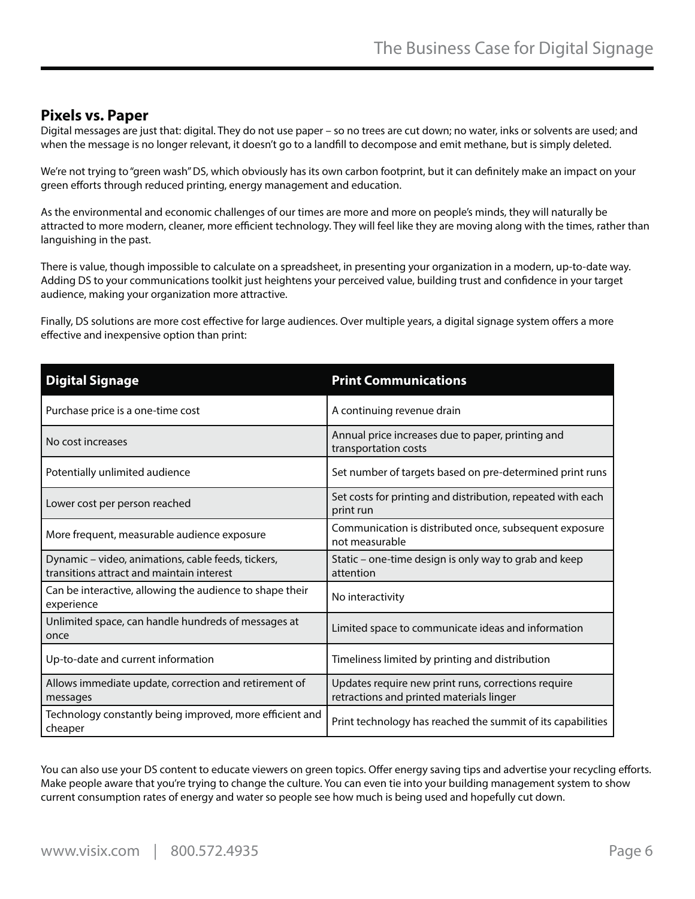## Pixels vs. Paper

Digital messages are just that: digital. They do not use paper – so no trees are cut down; no water, inks or solvents are used; and when the message is no longer relevant, it doesn't go to a landfill to decompose and emit methane, but is simply deleted.

We're not trying to "green wash" DS, which obviously has its own carbon footprint, but it can definitely make an impact on your green efforts through reduced printing, energy management and education.

As the environmental and economic challenges of our times are more and more on people's minds, they will naturally be attracted to more modern, cleaner, more efficient technology. They will feel like they are moving along with the times, rather than languishing in the past.

There is value, though impossible to calculate on a spreadsheet, in presenting your organization in a modern, up-to-date way. Adding DS to your communications toolkit just heightens your perceived value, building trust and confidence in your target audience, making your organization more attractive.

Finally, DS solutions are more cost effective for large audiences. Over multiple years, a digital signage system offers a more effective and inexpensive option than print:

| Digital Signage | Print Communications |
| --- | --- |
| Purchase price is a one-time cost | A continuing revenue drain |
| No cost increases | Annual price increases due to paper, printing and transportation costs |
| Potentially unlimited audience | Set number of targets based on pre-determined print runs |
| Lower cost per person reached | Set costs for printing and distribution, repeated with each print run |
| More frequent, measurable audience exposure | Communication is distributed once, subsequent exposure not measurable |
| Dynamic – video, animations, cable feeds, tickers, transitions attract and maintain interest | Static – one-time design is only way to grab and keep attention |
| Can be interactive, allowing the audience to shape their experience | No interactivity |
| Unlimited space, can handle hundreds of messages at once | Limited space to communicate ideas and information |
| Up-to-date and current information | Timeliness limited by printing and distribution |
| Allows immediate update, correction and retirement of messages | Updates require new print runs, corrections require retractions and printed materials linger |
| Technology constantly being improved, more efficient and cheaper | Print technology has reached the summit of its capabilities |

You can also use your DS content to educate viewers on green topics. Offer energy saving tips and advertise your recycling efforts. Make people aware that you're trying to change the culture. You can even tie into your building management system to show current consumption rates of energy and water so people see how much is being used and hopefully cut down.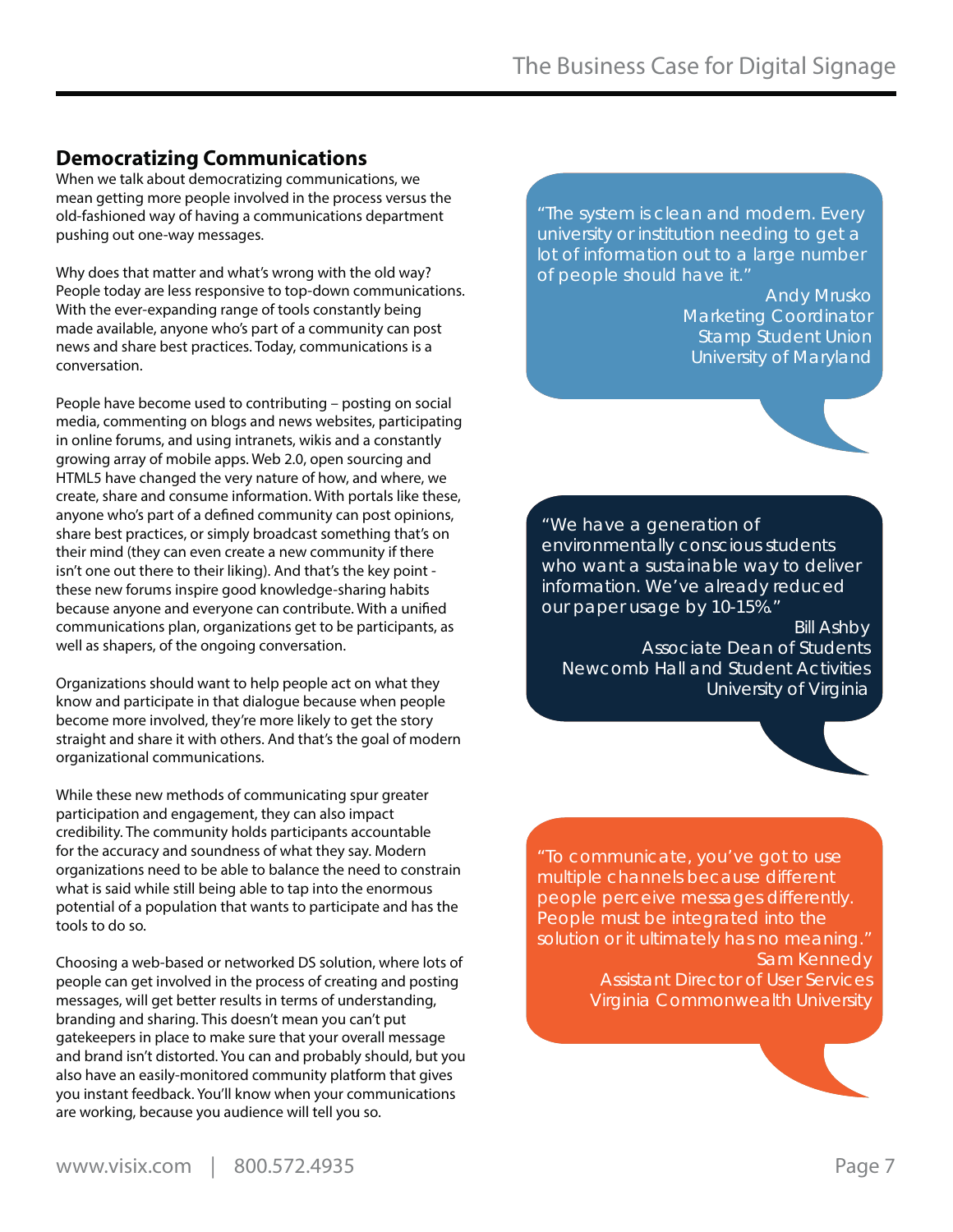## Democratizing Communications

When we talk about democratizing communications, we mean getting more people involved in the process versus the old-fashioned way of having a communications department pushing out one-way messages.

Why does that matter and what's wrong with the old way? People today are less responsive to top-down communications. With the ever-expanding range of tools constantly being made available, anyone who's part of a community can post news and share best practices. Today, communications is a conversation.

People have become used to contributing – posting on social media, commenting on blogs and news websites, participating in online forums, and using intranets, wikis and a constantly growing array of mobile apps. Web 2.0, open sourcing and HTML5 have changed the very nature of how, and where, we create, share and consume information. With portals like these, anyone who's part of a defined community can post opinions, share best practices, or simply broadcast something that's on their mind (they can even create a new community if there isn't one out there to their liking). And that's the key point - these new forums inspire good knowledge-sharing habits because anyone and everyone can contribute. With a unified communications plan, organizations get to be participants, as well as shapers, of the ongoing conversation.

Organizations should want to help people act on what they know and participate in that dialogue because when people become more involved, they're more likely to get the story straight and share it with others. And that's the goal of modern organizational communications.

While these new methods of communicating spur greater participation and engagement, they can also impact credibility. The community holds participants accountable for the accuracy and soundness of what they say. Modern organizations need to be able to balance the need to constrain what is said while still being able to tap into the enormous potential of a population that wants to participate and has the tools to do so.

Choosing a web-based or networked DS solution, where lots of people can get involved in the process of creating and posting messages, will get better results in terms of understanding, branding and sharing. This doesn't mean you can't put gatekeepers in place to make sure that your overall message and brand isn't distorted. You can and probably should, but you also have an easily-monitored community platform that gives you instant feedback. You'll know when your communications are working, because you audience will tell you so.

> "The system is clean and modern. Every university or institution needing to get a lot of information out to a large number of people should have it."
>
> Andy Mrusko
> Marketing Coordinator
> Stamp Student Union
> University of Maryland

> "We have a generation of environmentally conscious students who want a sustainable way to deliver information. We've already reduced our paper usage by 10-15%."
>
> Bill Ashby
> Associate Dean of Students
> Newcomb Hall and Student Activities
> University of Virginia

> "To communicate, you've got to use multiple channels because different people perceive messages differently. People must be integrated into the solution or it ultimately has no meaning."
>
> Sam Kennedy
> Assistant Director of User Services
> Virginia Commonwealth University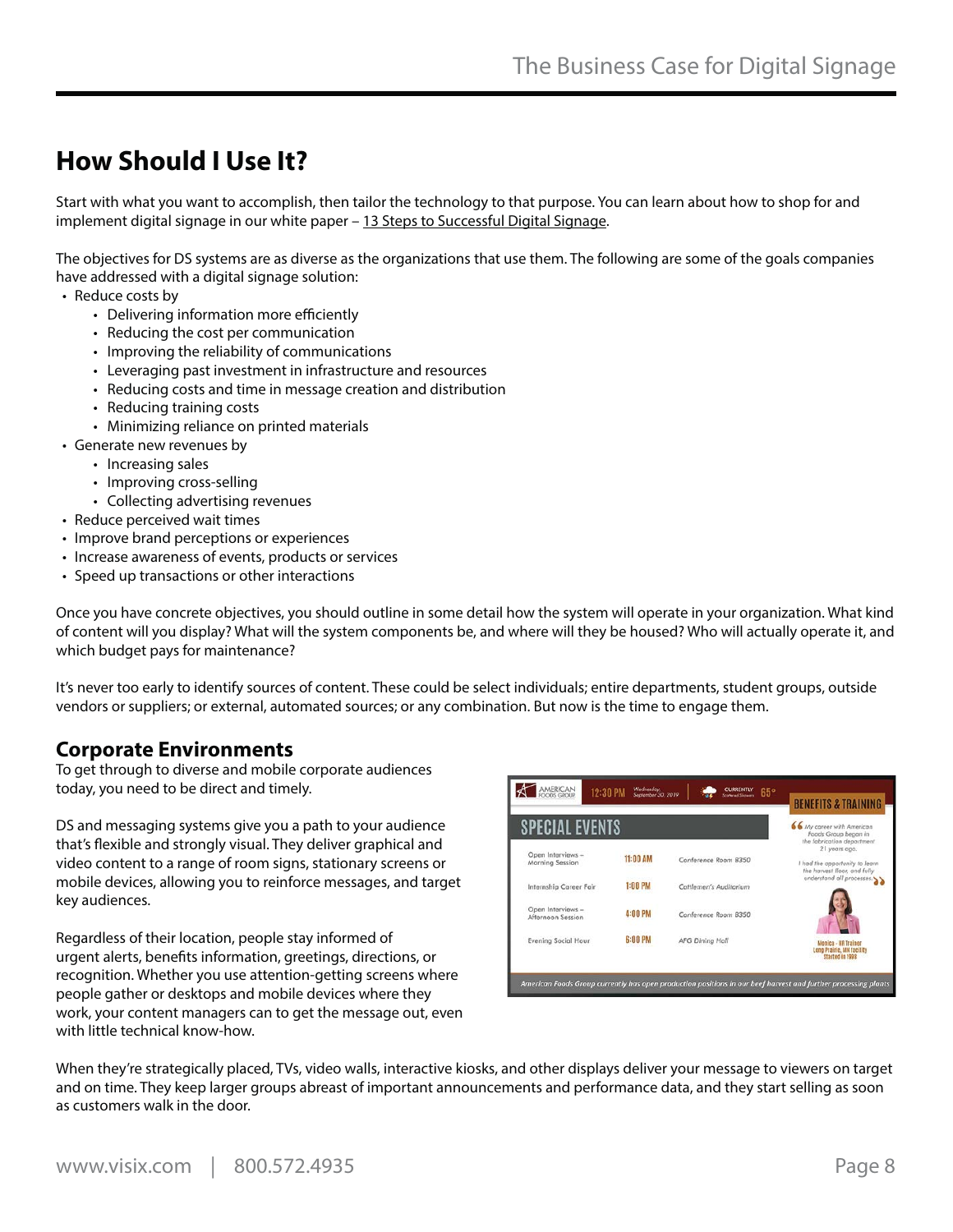## How Should I Use It?

Start with what you want to accomplish, then tailor the technology to that purpose. You can learn about how to shop for and implement digital signage in our white paper – 13 Steps to Successful Digital Signage.

The objectives for DS systems are as diverse as the organizations that use them. The following are some of the goals companies have addressed with a digital signage solution:

- Reduce costs by
  - Delivering information more efficiently
  - Reducing the cost per communication
  - Improving the reliability of communications
  - Leveraging past investment in infrastructure and resources
  - Reducing costs and time in message creation and distribution
  - Reducing training costs
  - Minimizing reliance on printed materials
- Generate new revenues by
  - Increasing sales
  - Improving cross-selling
  - Collecting advertising revenues
- Reduce perceived wait times
- Improve brand perceptions or experiences
- Increase awareness of events, products or services
- Speed up transactions or other interactions

Once you have concrete objectives, you should outline in some detail how the system will operate in your organization. What kind of content will you display? What will the system components be, and where will they be housed? Who will actually operate it, and which budget pays for maintenance?

It's never too early to identify sources of content. These could be select individuals; entire departments, student groups, outside vendors or suppliers; or external, automated sources; or any combination. But now is the time to engage them.

### Corporate Environments

To get through to diverse and mobile corporate audiences today, you need to be direct and timely.

DS and messaging systems give you a path to your audience that's flexible and strongly visual. They deliver graphical and video content to a range of room signs, stationary screens or mobile devices, allowing you to reinforce messages, and target key audiences.

Regardless of their location, people stay informed of urgent alerts, benefits information, greetings, directions, or recognition. Whether you use attention-getting screens where people gather or desktops and mobile devices where they work, your content managers can to get the message out, even with little technical know-how.

When they're strategically placed, TVs, video walls, interactive kiosks, and other displays deliver your message to viewers on target and on time. They keep larger groups abreast of important announcements and performance data, and they start selling as soon as customers walk in the door.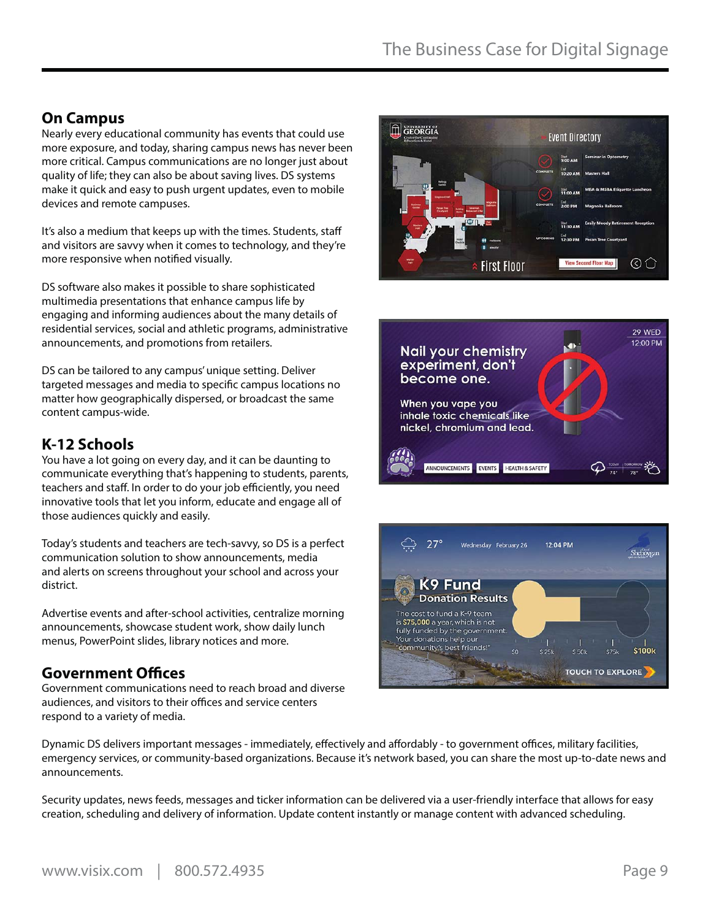## On Campus

Nearly every educational community has events that could use more exposure, and today, sharing campus news has never been more critical. Campus communications are no longer just about quality of life; they can also be about saving lives. DS systems make it quick and easy to push urgent updates, even to mobile devices and remote campuses.

It's also a medium that keeps up with the times. Students, staff and visitors are savvy when it comes to technology, and they're more responsive when notified visually.

DS software also makes it possible to share sophisticated multimedia presentations that enhance campus life by engaging and informing audiences about the many details of residential services, social and athletic programs, administrative announcements, and promotions from retailers.

DS can be tailored to any campus' unique setting. Deliver targeted messages and media to specific campus locations no matter how geographically dispersed, or broadcast the same content campus-wide.

## K-12 Schools

You have a lot going on every day, and it can be daunting to communicate everything that's happening to students, parents, teachers and staff. In order to do your job efficiently, you need innovative tools that let you inform, educate and engage all of those audiences quickly and easily.

Today's students and teachers are tech-savvy, so DS is a perfect communication solution to show announcements, media and alerts on screens throughout your school and across your district.

Advertise events and after-school activities, centralize morning announcements, showcase student work, show daily lunch menus, PowerPoint slides, library notices and more.

## Government Offices

Government communications need to reach broad and diverse audiences, and visitors to their offices and service centers respond to a variety of media.

Dynamic DS delivers important messages - immediately, effectively and affordably - to government offices, military facilities, emergency services, or community-based organizations. Because it's network based, you can share the most up-to-date news and announcements.

Security updates, news feeds, messages and ticker information can be delivered via a user-friendly interface that allows for easy creation, scheduling and delivery of information. Update content instantly or manage content with advanced scheduling.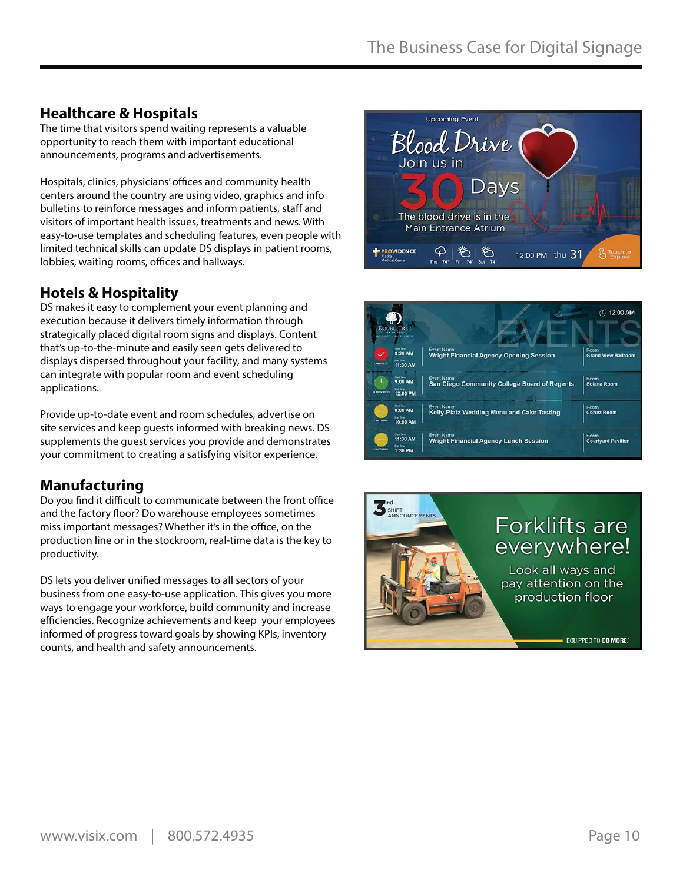## Healthcare & Hospitals

The time that visitors spend waiting represents a valuable opportunity to reach them with important educational announcements, programs and advertisements.

Hospitals, clinics, physicians' offices and community health centers around the country are using video, graphics and info bulletins to reinforce messages and inform patients, staff and visitors of important health issues, treatments and news. With easy-to-use templates and scheduling features, even people with limited technical skills can update DS displays in patient rooms, lobbies, waiting rooms, offices and hallways.

## Hotels & Hospitality

DS makes it easy to complement your event planning and execution because it delivers timely information through strategically placed digital room signs and displays. Content that's up-to-the-minute and easily seen gets delivered to displays dispersed throughout your facility, and many systems can integrate with popular room and event scheduling applications.

Provide up-to-date event and room schedules, advertise on site services and keep guests informed with breaking news. DS supplements the guest services you provide and demonstrates your commitment to creating a satisfying visitor experience.

## Manufacturing

Do you find it difficult to communicate between the front office and the factory floor? Do warehouse employees sometimes miss important messages? Whether it's in the office, on the production line or in the stockroom, real-time data is the key to productivity.

DS lets you deliver unified messages to all sectors of your business from one easy-to-use application. This gives you more ways to engage your workforce, build community and increase efficiencies. Recognize achievements and keep your employees informed of progress toward goals by showing KPIs, inventory counts, and health and safety announcements.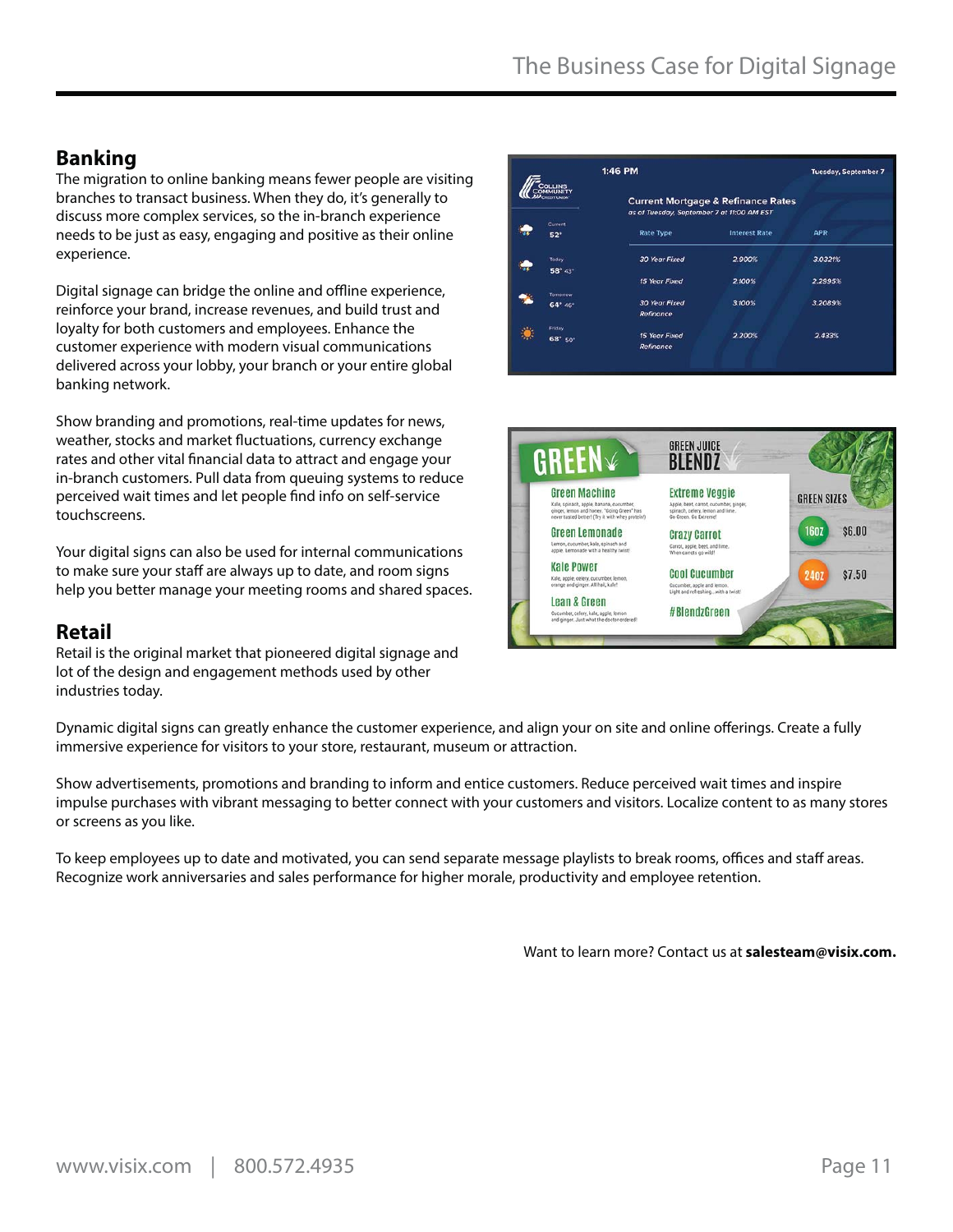## Banking

The migration to online banking means fewer people are visiting branches to transact business. When they do, it's generally to discuss more complex services, so the in-branch experience needs to be just as easy, engaging and positive as their online experience.

Digital signage can bridge the online and offline experience, reinforce your brand, increase revenues, and build trust and loyalty for both customers and employees. Enhance the customer experience with modern visual communications delivered across your lobby, your branch or your entire global banking network.

Show branding and promotions, real-time updates for news, weather, stocks and market fluctuations, currency exchange rates and other vital financial data to attract and engage your in-branch customers. Pull data from queuing systems to reduce perceived wait times and let people find info on self-service touchscreens.

Your digital signs can also be used for internal communications to make sure your staff are always up to date, and room signs help you better manage your meeting rooms and shared spaces.

## Retail

Retail is the original market that pioneered digital signage and lot of the design and engagement methods used by other industries today.

Dynamic digital signs can greatly enhance the customer experience, and align your on site and online offerings. Create a fully immersive experience for visitors to your store, restaurant, museum or attraction.

Show advertisements, promotions and branding to inform and entice customers. Reduce perceived wait times and inspire impulse purchases with vibrant messaging to better connect with your customers and visitors. Localize content to as many stores or screens as you like.

To keep employees up to date and motivated, you can send separate message playlists to break rooms, offices and staff areas. Recognize work anniversaries and sales performance for higher morale, productivity and employee retention.

Want to learn more? Contact us at **salesteam@visix.com.**